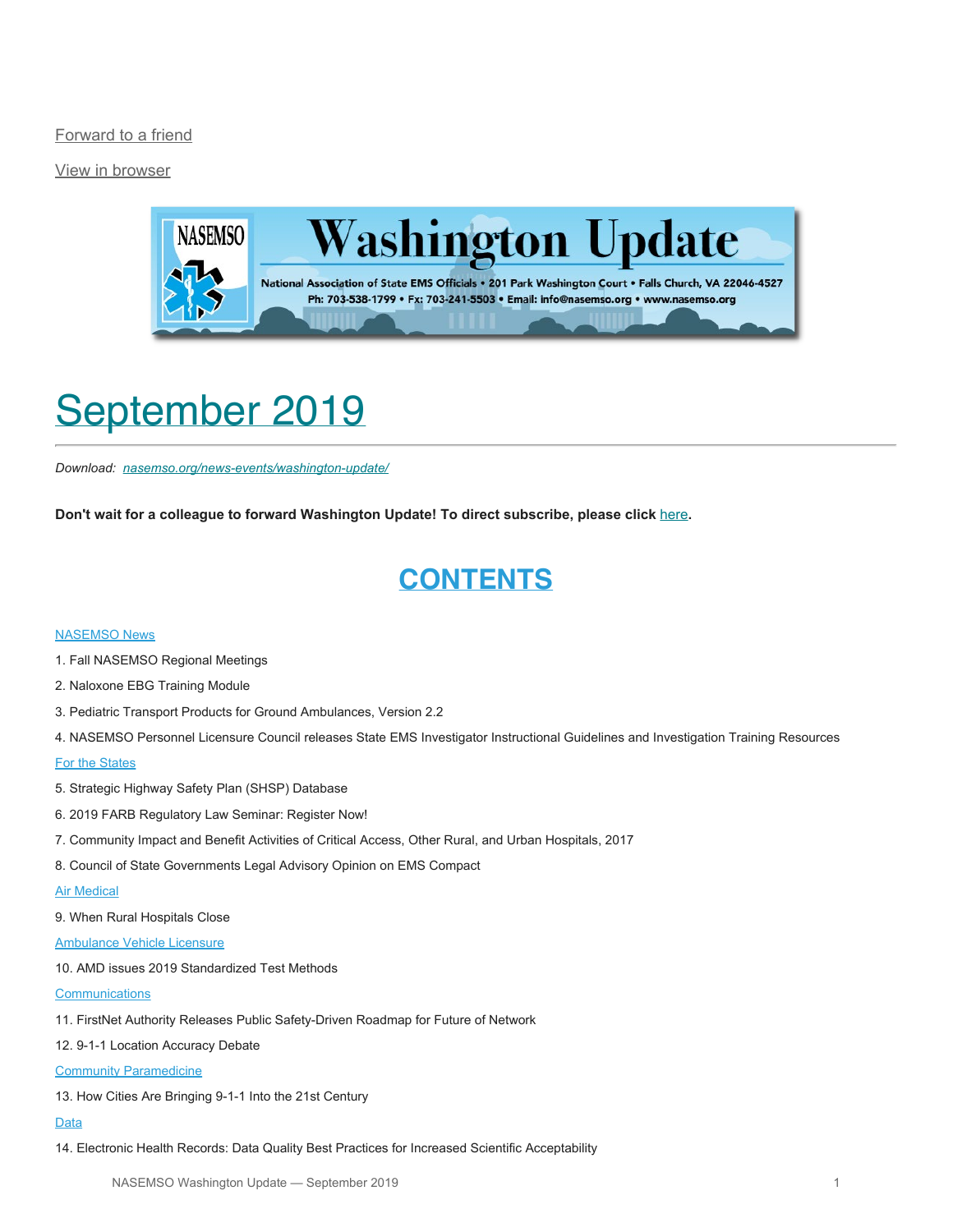Forward to a friend

View in browser

# Washington Update

National Association of State EMS Officials • 201 Park Washington Court • Falls Church, VA 22046-4527
Ph: 703-538-1799 • Fx: 703-241-5503 • Email: info@nasemso.org • www.nasemso.org

# September 2019

*Download: nasemso.org/news-events/washington-update/*

**Don't wait for a colleague to forward Washington Update! To direct subscribe, please click here.**

## CONTENTS

NASEMSO News

1. Fall NASEMSO Regional Meetings
2. Naloxone EBG Training Module
3. Pediatric Transport Products for Ground Ambulances, Version 2.2
4. NASEMSO Personnel Licensure Council releases State EMS Investigator Instructional Guidelines and Investigation Training Resources

For the States

5. Strategic Highway Safety Plan (SHSP) Database
6. 2019 FARB Regulatory Law Seminar: Register Now!
7. Community Impact and Benefit Activities of Critical Access, Other Rural, and Urban Hospitals, 2017
8. Council of State Governments Legal Advisory Opinion on EMS Compact

Air Medical

9. When Rural Hospitals Close

Ambulance Vehicle Licensure

10. AMD issues 2019 Standardized Test Methods

Communications

11. FirstNet Authority Releases Public Safety-Driven Roadmap for Future of Network
12. 9-1-1 Location Accuracy Debate

Community Paramedicine

13. How Cities Are Bringing 9-1-1 Into the 21st Century

Data

14. Electronic Health Records: Data Quality Best Practices for Increased Scientific Acceptability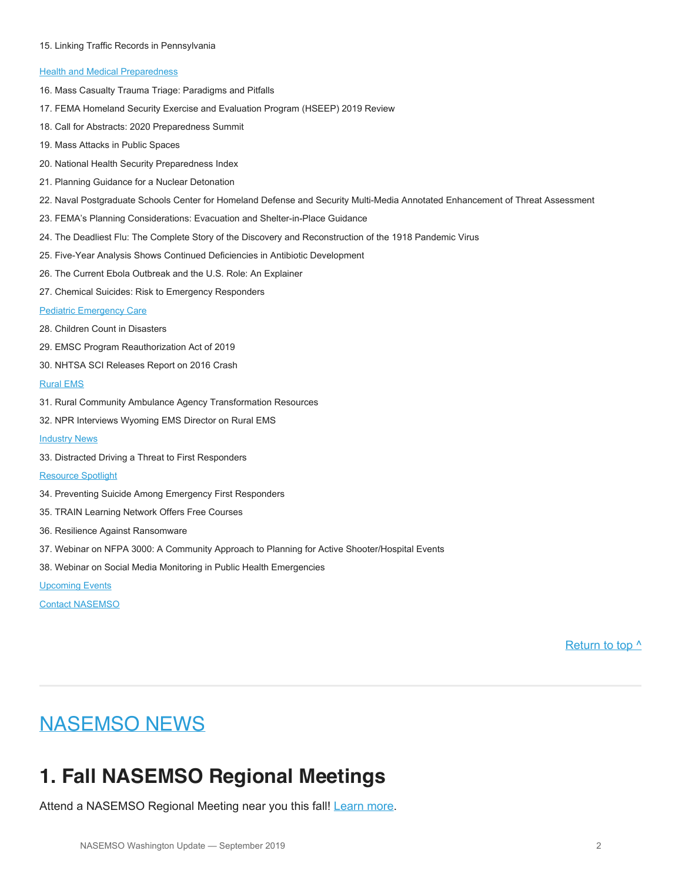15. Linking Traffic Records in Pennsylvania

[Health and Medical Preparedness]

16. Mass Casualty Trauma Triage: Paradigms and Pitfalls

17. FEMA Homeland Security Exercise and Evaluation Program (HSEEP) 2019 Review

18. Call for Abstracts: 2020 Preparedness Summit

19. Mass Attacks in Public Spaces

20. National Health Security Preparedness Index

21. Planning Guidance for a Nuclear Detonation

22. Naval Postgraduate Schools Center for Homeland Defense and Security Multi-Media Annotated Enhancement of Threat Assessment

23. FEMA's Planning Considerations: Evacuation and Shelter-in-Place Guidance

24. The Deadliest Flu: The Complete Story of the Discovery and Reconstruction of the 1918 Pandemic Virus

25. Five-Year Analysis Shows Continued Deficiencies in Antibiotic Development

26. The Current Ebola Outbreak and the U.S. Role: An Explainer

27. Chemical Suicides: Risk to Emergency Responders

[Pediatric Emergency Care]

28. Children Count in Disasters

29. EMSC Program Reauthorization Act of 2019

30. NHTSA SCI Releases Report on 2016 Crash

[Rural EMS]

31. Rural Community Ambulance Agency Transformation Resources

32. NPR Interviews Wyoming EMS Director on Rural EMS

[Industry News]

33. Distracted Driving a Threat to First Responders

[Resource Spotlight]

34. Preventing Suicide Among Emergency First Responders

35. TRAIN Learning Network Offers Free Courses

36. Resilience Against Ransomware

37. Webinar on NFPA 3000: A Community Approach to Planning for Active Shooter/Hospital Events

38. Webinar on Social Media Monitoring in Public Health Emergencies

[Upcoming Events]

[Contact NASEMSO]

Return to top ^

---

# NASEMSO NEWS

## 1. Fall NASEMSO Regional Meetings

Attend a NASEMSO Regional Meeting near you this fall! Learn more.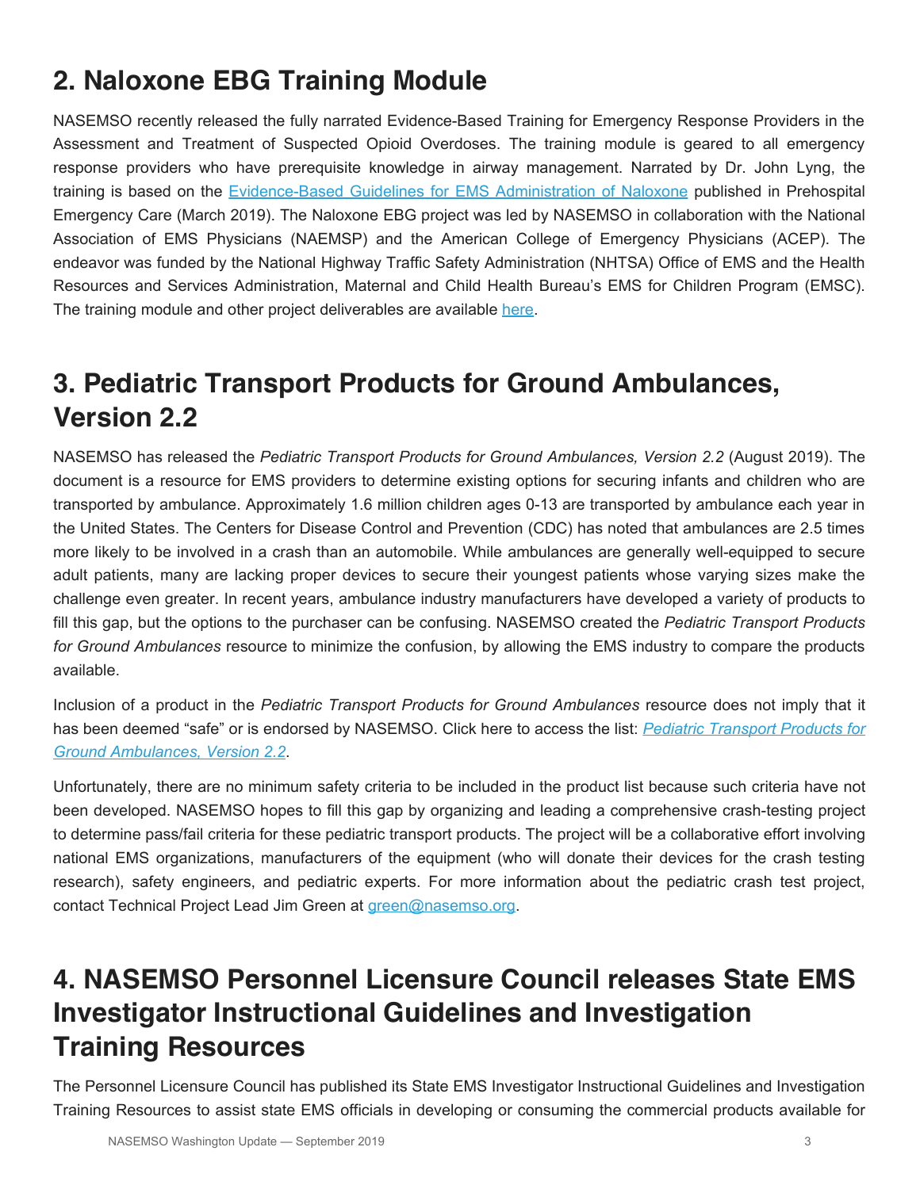## 2. Naloxone EBG Training Module

NASEMSO recently released the fully narrated Evidence-Based Training for Emergency Response Providers in the Assessment and Treatment of Suspected Opioid Overdoses. The training module is geared to all emergency response providers who have prerequisite knowledge in airway management. Narrated by Dr. John Lyng, the training is based on the Evidence-Based Guidelines for EMS Administration of Naloxone published in Prehospital Emergency Care (March 2019). The Naloxone EBG project was led by NASEMSO in collaboration with the National Association of EMS Physicians (NAEMSP) and the American College of Emergency Physicians (ACEP). The endeavor was funded by the National Highway Traffic Safety Administration (NHTSA) Office of EMS and the Health Resources and Services Administration, Maternal and Child Health Bureau's EMS for Children Program (EMSC). The training module and other project deliverables are available here.

## 3. Pediatric Transport Products for Ground Ambulances, Version 2.2

NASEMSO has released the *Pediatric Transport Products for Ground Ambulances, Version 2.2* (August 2019). The document is a resource for EMS providers to determine existing options for securing infants and children who are transported by ambulance. Approximately 1.6 million children ages 0-13 are transported by ambulance each year in the United States. The Centers for Disease Control and Prevention (CDC) has noted that ambulances are 2.5 times more likely to be involved in a crash than an automobile. While ambulances are generally well-equipped to secure adult patients, many are lacking proper devices to secure their youngest patients whose varying sizes make the challenge even greater. In recent years, ambulance industry manufacturers have developed a variety of products to fill this gap, but the options to the purchaser can be confusing. NASEMSO created the *Pediatric Transport Products for Ground Ambulances* resource to minimize the confusion, by allowing the EMS industry to compare the products available.

Inclusion of a product in the *Pediatric Transport Products for Ground Ambulances* resource does not imply that it has been deemed "safe" or is endorsed by NASEMSO. Click here to access the list: *Pediatric Transport Products for Ground Ambulances, Version 2.2*.

Unfortunately, there are no minimum safety criteria to be included in the product list because such criteria have not been developed. NASEMSO hopes to fill this gap by organizing and leading a comprehensive crash-testing project to determine pass/fail criteria for these pediatric transport products. The project will be a collaborative effort involving national EMS organizations, manufacturers of the equipment (who will donate their devices for the crash testing research), safety engineers, and pediatric experts. For more information about the pediatric crash test project, contact Technical Project Lead Jim Green at green@nasemso.org.

## 4. NASEMSO Personnel Licensure Council releases State EMS Investigator Instructional Guidelines and Investigation Training Resources

The Personnel Licensure Council has published its State EMS Investigator Instructional Guidelines and Investigation Training Resources to assist state EMS officials in developing or consuming the commercial products available for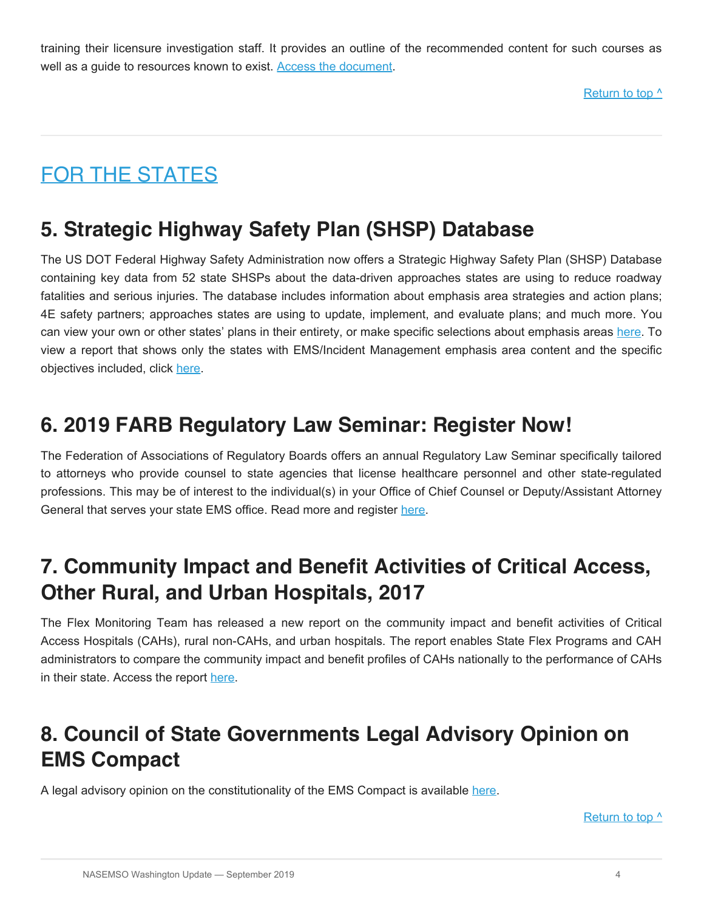training their licensure investigation staff. It provides an outline of the recommended content for such courses as well as a guide to resources known to exist. Access the document.

Return to top ^

## FOR THE STATES

## 5. Strategic Highway Safety Plan (SHSP) Database

The US DOT Federal Highway Safety Administration now offers a Strategic Highway Safety Plan (SHSP) Database containing key data from 52 state SHSPs about the data-driven approaches states are using to reduce roadway fatalities and serious injuries. The database includes information about emphasis area strategies and action plans; 4E safety partners; approaches states are using to update, implement, and evaluate plans; and much more. You can view your own or other states' plans in their entirety, or make specific selections about emphasis areas here. To view a report that shows only the states with EMS/Incident Management emphasis area content and the specific objectives included, click here.

## 6. 2019 FARB Regulatory Law Seminar: Register Now!

The Federation of Associations of Regulatory Boards offers an annual Regulatory Law Seminar specifically tailored to attorneys who provide counsel to state agencies that license healthcare personnel and other state-regulated professions. This may be of interest to the individual(s) in your Office of Chief Counsel or Deputy/Assistant Attorney General that serves your state EMS office. Read more and register here.

## 7. Community Impact and Benefit Activities of Critical Access, Other Rural, and Urban Hospitals, 2017

The Flex Monitoring Team has released a new report on the community impact and benefit activities of Critical Access Hospitals (CAHs), rural non-CAHs, and urban hospitals. The report enables State Flex Programs and CAH administrators to compare the community impact and benefit profiles of CAHs nationally to the performance of CAHs in their state. Access the report here.

## 8. Council of State Governments Legal Advisory Opinion on EMS Compact

A legal advisory opinion on the constitutionality of the EMS Compact is available here.

Return to top ^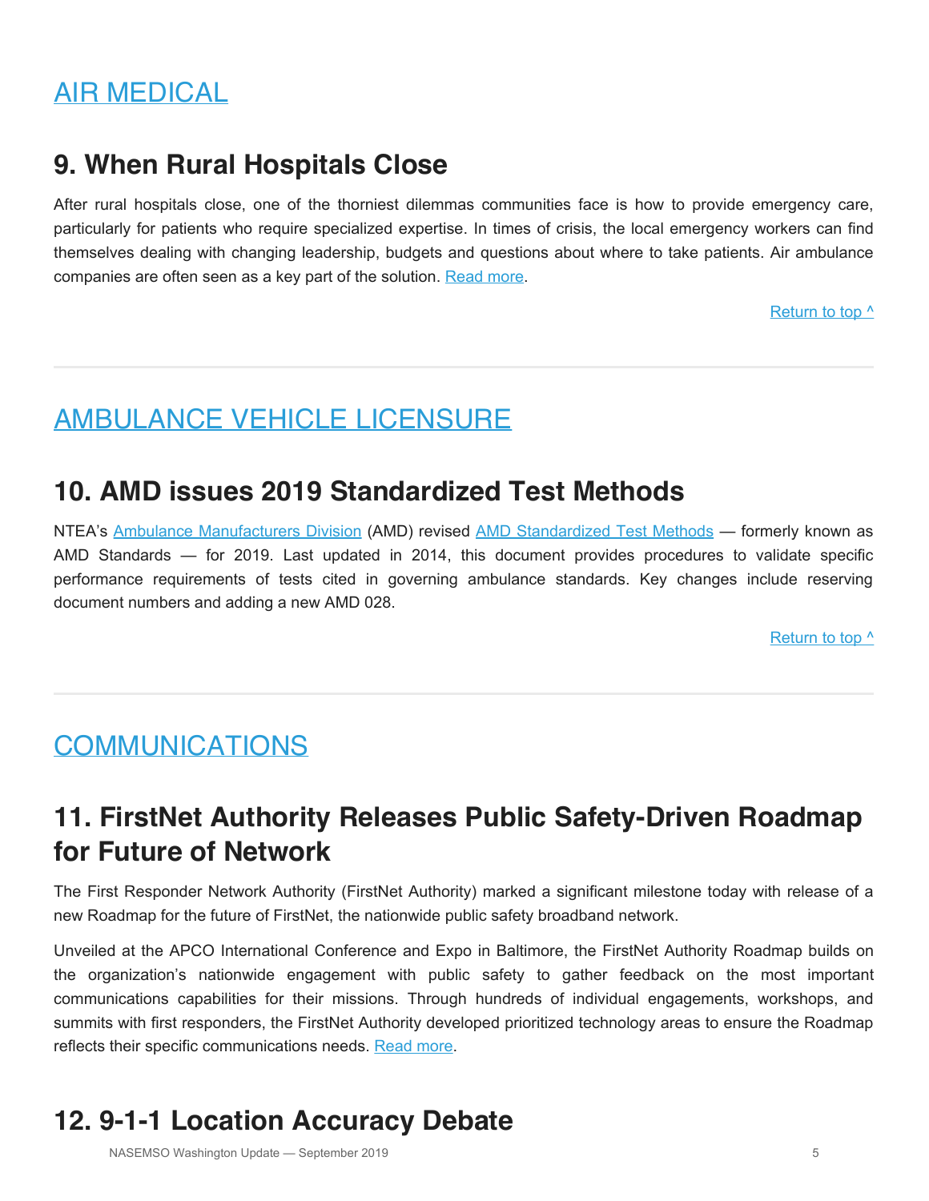## AIR MEDICAL

## 9. When Rural Hospitals Close

After rural hospitals close, one of the thorniest dilemmas communities face is how to provide emergency care, particularly for patients who require specialized expertise. In times of crisis, the local emergency workers can find themselves dealing with changing leadership, budgets and questions about where to take patients. Air ambulance companies are often seen as a key part of the solution. Read more.

Return to top ^

---

## AMBULANCE VEHICLE LICENSURE

## 10. AMD issues 2019 Standardized Test Methods

NTEA's Ambulance Manufacturers Division (AMD) revised AMD Standardized Test Methods — formerly known as AMD Standards — for 2019. Last updated in 2014, this document provides procedures to validate specific performance requirements of tests cited in governing ambulance standards. Key changes include reserving document numbers and adding a new AMD 028.

Return to top ^

---

## COMMUNICATIONS

## 11. FirstNet Authority Releases Public Safety-Driven Roadmap for Future of Network

The First Responder Network Authority (FirstNet Authority) marked a significant milestone today with release of a new Roadmap for the future of FirstNet, the nationwide public safety broadband network.

Unveiled at the APCO International Conference and Expo in Baltimore, the FirstNet Authority Roadmap builds on the organization's nationwide engagement with public safety to gather feedback on the most important communications capabilities for their missions. Through hundreds of individual engagements, workshops, and summits with first responders, the FirstNet Authority developed prioritized technology areas to ensure the Roadmap reflects their specific communications needs. Read more.

## 12. 9-1-1 Location Accuracy Debate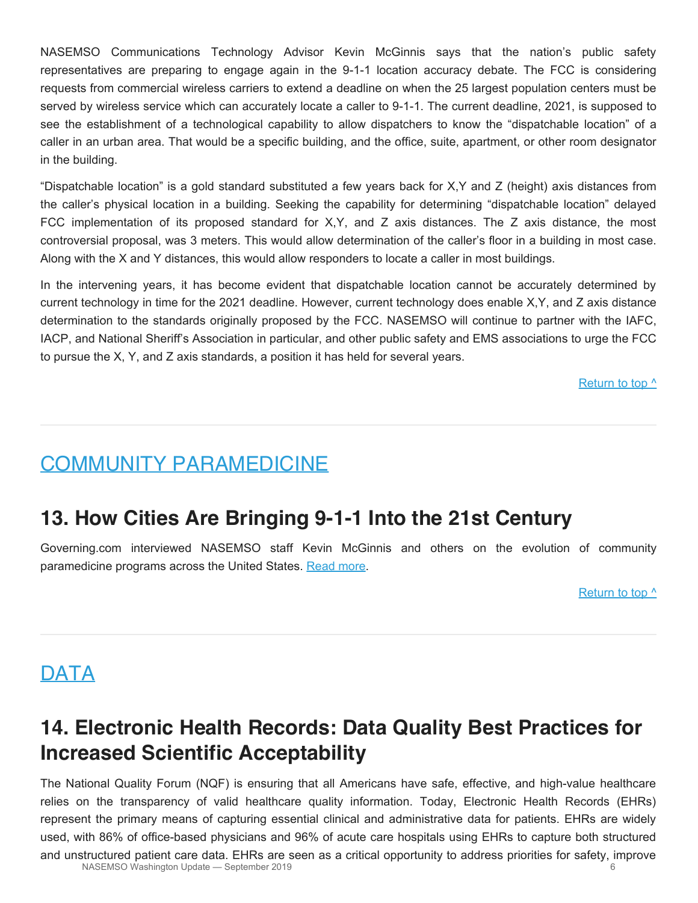NASEMSO Communications Technology Advisor Kevin McGinnis says that the nation's public safety representatives are preparing to engage again in the 9-1-1 location accuracy debate. The FCC is considering requests from commercial wireless carriers to extend a deadline on when the 25 largest population centers must be served by wireless service which can accurately locate a caller to 9-1-1. The current deadline, 2021, is supposed to see the establishment of a technological capability to allow dispatchers to know the "dispatchable location" of a caller in an urban area. That would be a specific building, and the office, suite, apartment, or other room designator in the building.

"Dispatchable location" is a gold standard substituted a few years back for X,Y and Z (height) axis distances from the caller's physical location in a building. Seeking the capability for determining "dispatchable location" delayed FCC implementation of its proposed standard for X,Y, and Z axis distances. The Z axis distance, the most controversial proposal, was 3 meters. This would allow determination of the caller's floor in a building in most case. Along with the X and Y distances, this would allow responders to locate a caller in most buildings.

In the intervening years, it has become evident that dispatchable location cannot be accurately determined by current technology in time for the 2021 deadline. However, current technology does enable X,Y, and Z axis distance determination to the standards originally proposed by the FCC. NASEMSO will continue to partner with the IAFC, IACP, and National Sheriff's Association in particular, and other public safety and EMS associations to urge the FCC to pursue the X, Y, and Z axis standards, a position it has held for several years.

Return to top ^

---

# COMMUNITY PARAMEDICINE

## 13. How Cities Are Bringing 9-1-1 Into the 21st Century

Governing.com interviewed NASEMSO staff Kevin McGinnis and others on the evolution of community paramedicine programs across the United States. Read more.

Return to top ^

---

# DATA

## 14. Electronic Health Records: Data Quality Best Practices for Increased Scientific Acceptability

The National Quality Forum (NQF) is ensuring that all Americans have safe, effective, and high-value healthcare relies on the transparency of valid healthcare quality information. Today, Electronic Health Records (EHRs) represent the primary means of capturing essential clinical and administrative data for patients. EHRs are widely used, with 86% of office-based physicians and 96% of acute care hospitals using EHRs to capture both structured and unstructured patient care data. EHRs are seen as a critical opportunity to address priorities for safety, improve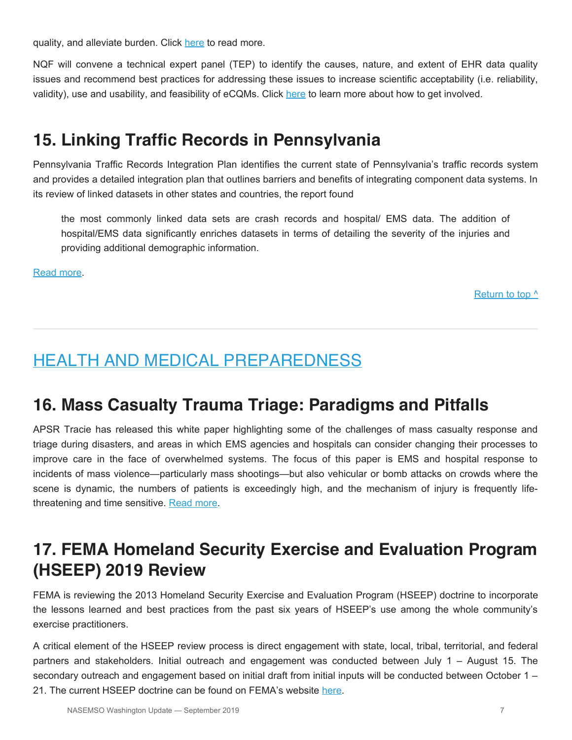quality, and alleviate burden. Click here to read more.

NQF will convene a technical expert panel (TEP) to identify the causes, nature, and extent of EHR data quality issues and recommend best practices for addressing these issues to increase scientific acceptability (i.e. reliability, validity), use and usability, and feasibility of eCQMs. Click here to learn more about how to get involved.

## 15. Linking Traffic Records in Pennsylvania

Pennsylvania Traffic Records Integration Plan identifies the current state of Pennsylvania's traffic records system and provides a detailed integration plan that outlines barriers and benefits of integrating component data systems. In its review of linked datasets in other states and countries, the report found

> the most commonly linked data sets are crash records and hospital/ EMS data. The addition of hospital/EMS data significantly enriches datasets in terms of detailing the severity of the injuries and providing additional demographic information.

Read more.

Return to top ^

---

# HEALTH AND MEDICAL PREPAREDNESS

## 16. Mass Casualty Trauma Triage: Paradigms and Pitfalls

APSR Tracie has released this white paper highlighting some of the challenges of mass casualty response and triage during disasters, and areas in which EMS agencies and hospitals can consider changing their processes to improve care in the face of overwhelmed systems. The focus of this paper is EMS and hospital response to incidents of mass violence—particularly mass shootings—but also vehicular or bomb attacks on crowds where the scene is dynamic, the numbers of patients is exceedingly high, and the mechanism of injury is frequently life-threatening and time sensitive. Read more.

## 17. FEMA Homeland Security Exercise and Evaluation Program (HSEEP) 2019 Review

FEMA is reviewing the 2013 Homeland Security Exercise and Evaluation Program (HSEEP) doctrine to incorporate the lessons learned and best practices from the past six years of HSEEP's use among the whole community's exercise practitioners.

A critical element of the HSEEP review process is direct engagement with state, local, tribal, territorial, and federal partners and stakeholders. Initial outreach and engagement was conducted between July 1 – August 15. The secondary outreach and engagement based on initial draft from initial inputs will be conducted between October 1 – 21. The current HSEEP doctrine can be found on FEMA's website here.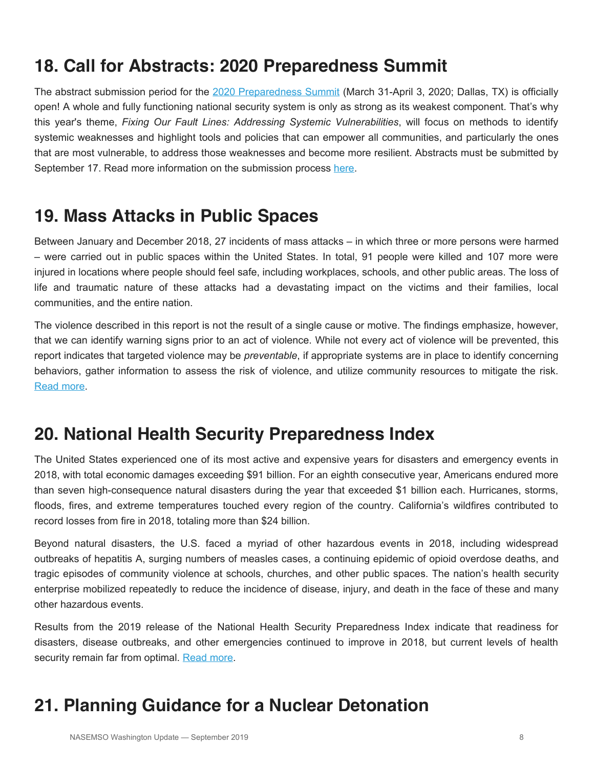## 18. Call for Abstracts: 2020 Preparedness Summit

The abstract submission period for the 2020 Preparedness Summit (March 31-April 3, 2020; Dallas, TX) is officially open! A whole and fully functioning national security system is only as strong as its weakest component. That's why this year's theme, *Fixing Our Fault Lines: Addressing Systemic Vulnerabilities*, will focus on methods to identify systemic weaknesses and highlight tools and policies that can empower all communities, and particularly the ones that are most vulnerable, to address those weaknesses and become more resilient. Abstracts must be submitted by September 17. Read more information on the submission process here.

## 19. Mass Attacks in Public Spaces

Between January and December 2018, 27 incidents of mass attacks – in which three or more persons were harmed – were carried out in public spaces within the United States. In total, 91 people were killed and 107 more were injured in locations where people should feel safe, including workplaces, schools, and other public areas. The loss of life and traumatic nature of these attacks had a devastating impact on the victims and their families, local communities, and the entire nation.

The violence described in this report is not the result of a single cause or motive. The findings emphasize, however, that we can identify warning signs prior to an act of violence. While not every act of violence will be prevented, this report indicates that targeted violence may be *preventable*, if appropriate systems are in place to identify concerning behaviors, gather information to assess the risk of violence, and utilize community resources to mitigate the risk. Read more.

## 20. National Health Security Preparedness Index

The United States experienced one of its most active and expensive years for disasters and emergency events in 2018, with total economic damages exceeding $91 billion. For an eighth consecutive year, Americans endured more than seven high-consequence natural disasters during the year that exceeded $1 billion each. Hurricanes, storms, floods, fires, and extreme temperatures touched every region of the country. California's wildfires contributed to record losses from fire in 2018, totaling more than $24 billion.

Beyond natural disasters, the U.S. faced a myriad of other hazardous events in 2018, including widespread outbreaks of hepatitis A, surging numbers of measles cases, a continuing epidemic of opioid overdose deaths, and tragic episodes of community violence at schools, churches, and other public spaces. The nation's health security enterprise mobilized repeatedly to reduce the incidence of disease, injury, and death in the face of these and many other hazardous events.

Results from the 2019 release of the National Health Security Preparedness Index indicate that readiness for disasters, disease outbreaks, and other emergencies continued to improve in 2018, but current levels of health security remain far from optimal. Read more.

## 21. Planning Guidance for a Nuclear Detonation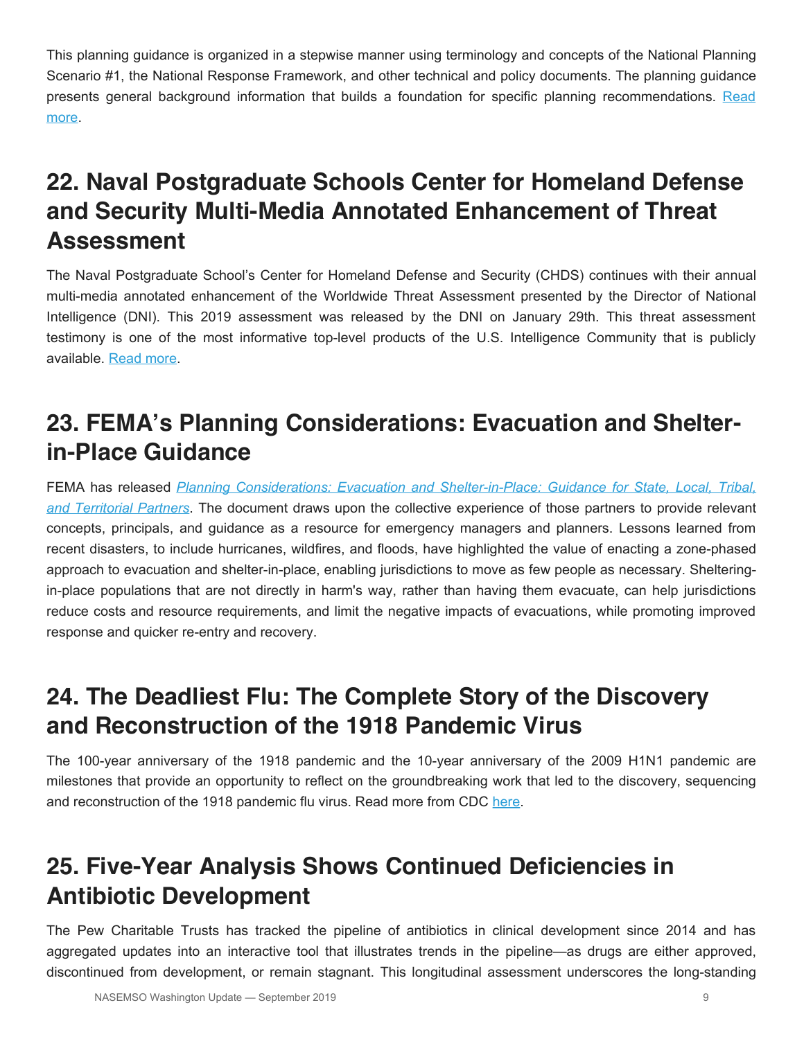This planning guidance is organized in a stepwise manner using terminology and concepts of the National Planning Scenario #1, the National Response Framework, and other technical and policy documents. The planning guidance presents general background information that builds a foundation for specific planning recommendations. [Read more](#).

## 22. Naval Postgraduate Schools Center for Homeland Defense and Security Multi-Media Annotated Enhancement of Threat Assessment

The Naval Postgraduate School's Center for Homeland Defense and Security (CHDS) continues with their annual multi-media annotated enhancement of the Worldwide Threat Assessment presented by the Director of National Intelligence (DNI). This 2019 assessment was released by the DNI on January 29th. This threat assessment testimony is one of the most informative top-level products of the U.S. Intelligence Community that is publicly available. [Read more](#).

## 23. FEMA's Planning Considerations: Evacuation and Shelter-in-Place Guidance

FEMA has released [*Planning Considerations: Evacuation and Shelter-in-Place: Guidance for State, Local, Tribal, and Territorial Partners*](#). The document draws upon the collective experience of those partners to provide relevant concepts, principals, and guidance as a resource for emergency managers and planners. Lessons learned from recent disasters, to include hurricanes, wildfires, and floods, have highlighted the value of enacting a zone-phased approach to evacuation and shelter-in-place, enabling jurisdictions to move as few people as necessary. Sheltering-in-place populations that are not directly in harm's way, rather than having them evacuate, can help jurisdictions reduce costs and resource requirements, and limit the negative impacts of evacuations, while promoting improved response and quicker re-entry and recovery.

## 24. The Deadliest Flu: The Complete Story of the Discovery and Reconstruction of the 1918 Pandemic Virus

The 100-year anniversary of the 1918 pandemic and the 10-year anniversary of the 2009 H1N1 pandemic are milestones that provide an opportunity to reflect on the groundbreaking work that led to the discovery, sequencing and reconstruction of the 1918 pandemic flu virus. Read more from CDC [here](#).

## 25. Five-Year Analysis Shows Continued Deficiencies in Antibiotic Development

The Pew Charitable Trusts has tracked the pipeline of antibiotics in clinical development since 2014 and has aggregated updates into an interactive tool that illustrates trends in the pipeline—as drugs are either approved, discontinued from development, or remain stagnant. This longitudinal assessment underscores the long-standing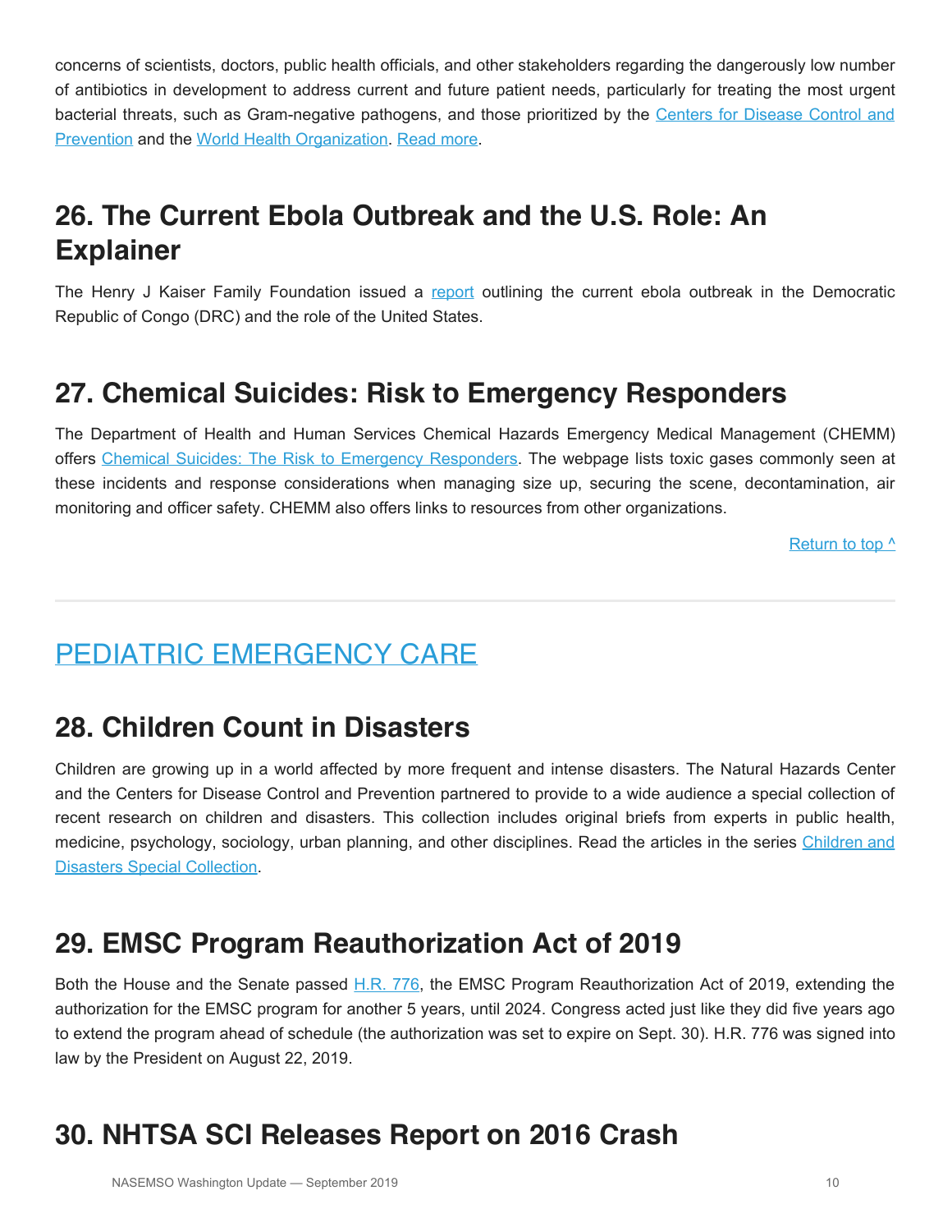concerns of scientists, doctors, public health officials, and other stakeholders regarding the dangerously low number of antibiotics in development to address current and future patient needs, particularly for treating the most urgent bacterial threats, such as Gram-negative pathogens, and those prioritized by the Centers for Disease Control and Prevention and the World Health Organization. Read more.

## 26. The Current Ebola Outbreak and the U.S. Role: An Explainer

The Henry J Kaiser Family Foundation issued a report outlining the current ebola outbreak in the Democratic Republic of Congo (DRC) and the role of the United States.

## 27. Chemical Suicides: Risk to Emergency Responders

The Department of Health and Human Services Chemical Hazards Emergency Medical Management (CHEMM) offers Chemical Suicides: The Risk to Emergency Responders. The webpage lists toxic gases commonly seen at these incidents and response considerations when managing size up, securing the scene, decontamination, air monitoring and officer safety. CHEMM also offers links to resources from other organizations.

Return to top ^

---

# PEDIATRIC EMERGENCY CARE

## 28. Children Count in Disasters

Children are growing up in a world affected by more frequent and intense disasters. The Natural Hazards Center and the Centers for Disease Control and Prevention partnered to provide to a wide audience a special collection of recent research on children and disasters. This collection includes original briefs from experts in public health, medicine, psychology, sociology, urban planning, and other disciplines. Read the articles in the series Children and Disasters Special Collection.

## 29. EMSC Program Reauthorization Act of 2019

Both the House and the Senate passed H.R. 776, the EMSC Program Reauthorization Act of 2019, extending the authorization for the EMSC program for another 5 years, until 2024. Congress acted just like they did five years ago to extend the program ahead of schedule (the authorization was set to expire on Sept. 30). H.R. 776 was signed into law by the President on August 22, 2019.

## 30. NHTSA SCI Releases Report on 2016 Crash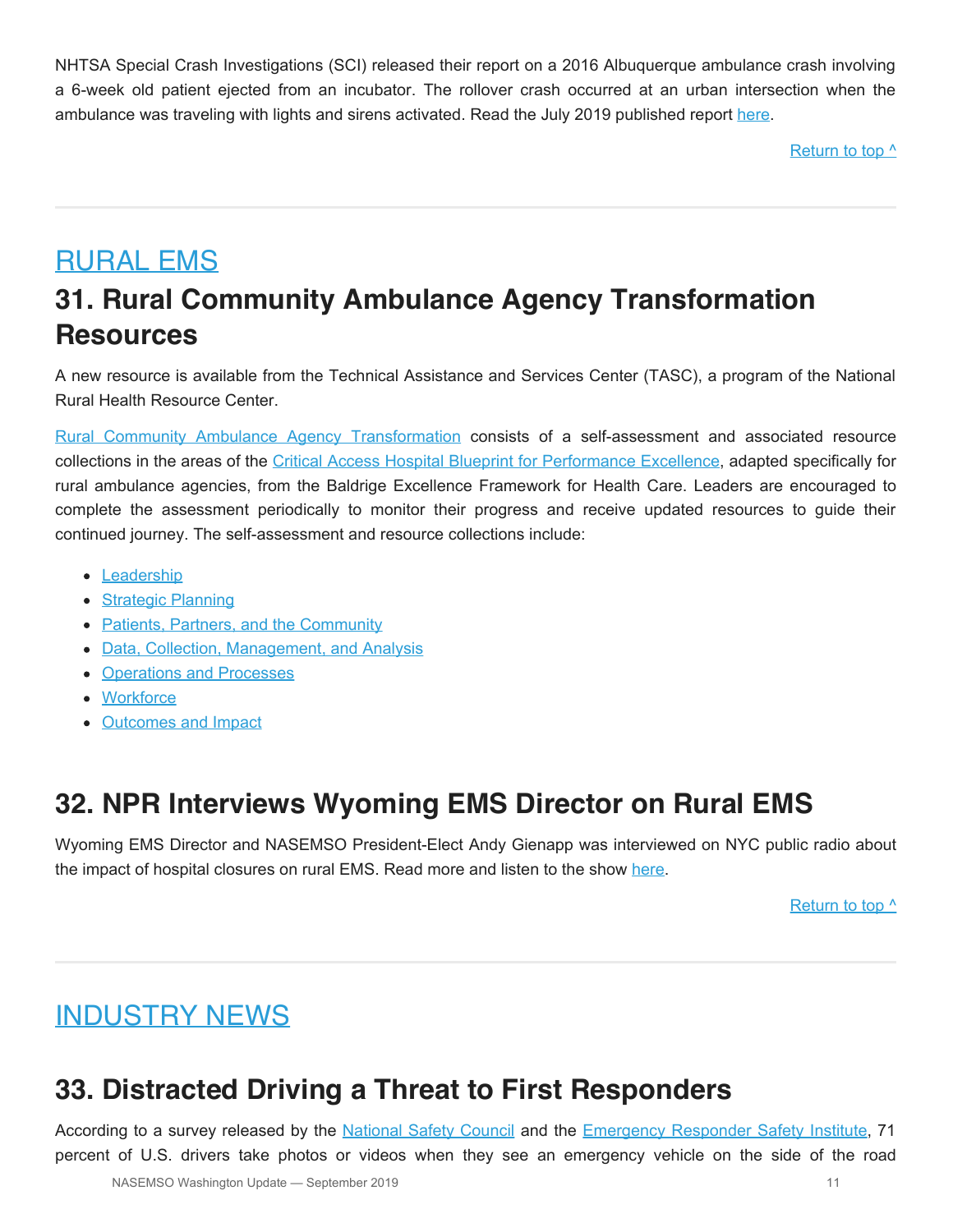NHTSA Special Crash Investigations (SCI) released their report on a 2016 Albuquerque ambulance crash involving a 6-week old patient ejected from an incubator. The rollover crash occurred at an urban intersection when the ambulance was traveling with lights and sirens activated. Read the July 2019 published report here.

Return to top ^

## RURAL EMS

## 31. Rural Community Ambulance Agency Transformation Resources

A new resource is available from the Technical Assistance and Services Center (TASC), a program of the National Rural Health Resource Center.

Rural Community Ambulance Agency Transformation consists of a self-assessment and associated resource collections in the areas of the Critical Access Hospital Blueprint for Performance Excellence, adapted specifically for rural ambulance agencies, from the Baldrige Excellence Framework for Health Care. Leaders are encouraged to complete the assessment periodically to monitor their progress and receive updated resources to guide their continued journey. The self-assessment and resource collections include:

- Leadership
- Strategic Planning
- Patients, Partners, and the Community
- Data, Collection, Management, and Analysis
- Operations and Processes
- Workforce
- Outcomes and Impact

## 32. NPR Interviews Wyoming EMS Director on Rural EMS

Wyoming EMS Director and NASEMSO President-Elect Andy Gienapp was interviewed on NYC public radio about the impact of hospital closures on rural EMS. Read more and listen to the show here.

Return to top ^

## INDUSTRY NEWS

## 33. Distracted Driving a Threat to First Responders

According to a survey released by the National Safety Council and the Emergency Responder Safety Institute, 71 percent of U.S. drivers take photos or videos when they see an emergency vehicle on the side of the road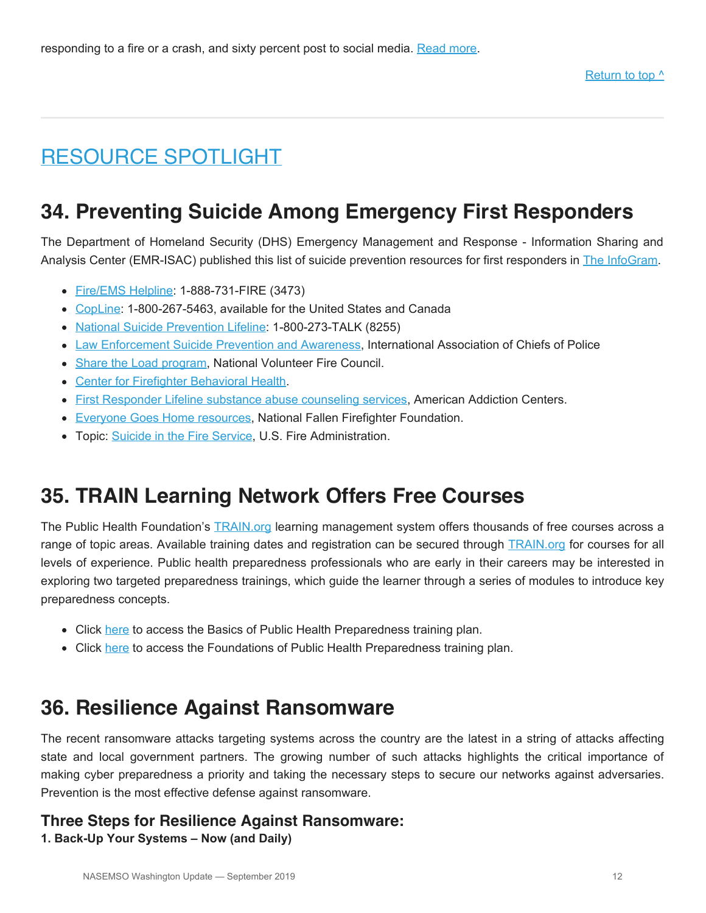responding to a fire or a crash, and sixty percent post to social media. Read more.

Return to top ^

## RESOURCE SPOTLIGHT

## 34. Preventing Suicide Among Emergency First Responders

The Department of Homeland Security (DHS) Emergency Management and Response - Information Sharing and Analysis Center (EMR-ISAC) published this list of suicide prevention resources for first responders in The InfoGram.

- Fire/EMS Helpline: 1-888-731-FIRE (3473)
- CopLine: 1-800-267-5463, available for the United States and Canada
- National Suicide Prevention Lifeline: 1-800-273-TALK (8255)
- Law Enforcement Suicide Prevention and Awareness, International Association of Chiefs of Police
- Share the Load program, National Volunteer Fire Council.
- Center for Firefighter Behavioral Health.
- First Responder Lifeline substance abuse counseling services, American Addiction Centers.
- Everyone Goes Home resources, National Fallen Firefighter Foundation.
- Topic: Suicide in the Fire Service, U.S. Fire Administration.

## 35. TRAIN Learning Network Offers Free Courses

The Public Health Foundation's TRAIN.org learning management system offers thousands of free courses across a range of topic areas. Available training dates and registration can be secured through TRAIN.org for courses for all levels of experience. Public health preparedness professionals who are early in their careers may be interested in exploring two targeted preparedness trainings, which guide the learner through a series of modules to introduce key preparedness concepts.

- Click here to access the Basics of Public Health Preparedness training plan.
- Click here to access the Foundations of Public Health Preparedness training plan.

## 36. Resilience Against Ransomware

The recent ransomware attacks targeting systems across the country are the latest in a string of attacks affecting state and local government partners. The growing number of such attacks highlights the critical importance of making cyber preparedness a priority and taking the necessary steps to secure our networks against adversaries. Prevention is the most effective defense against ransomware.

### Three Steps for Resilience Against Ransomware:

**1. Back-Up Your Systems – Now (and Daily)**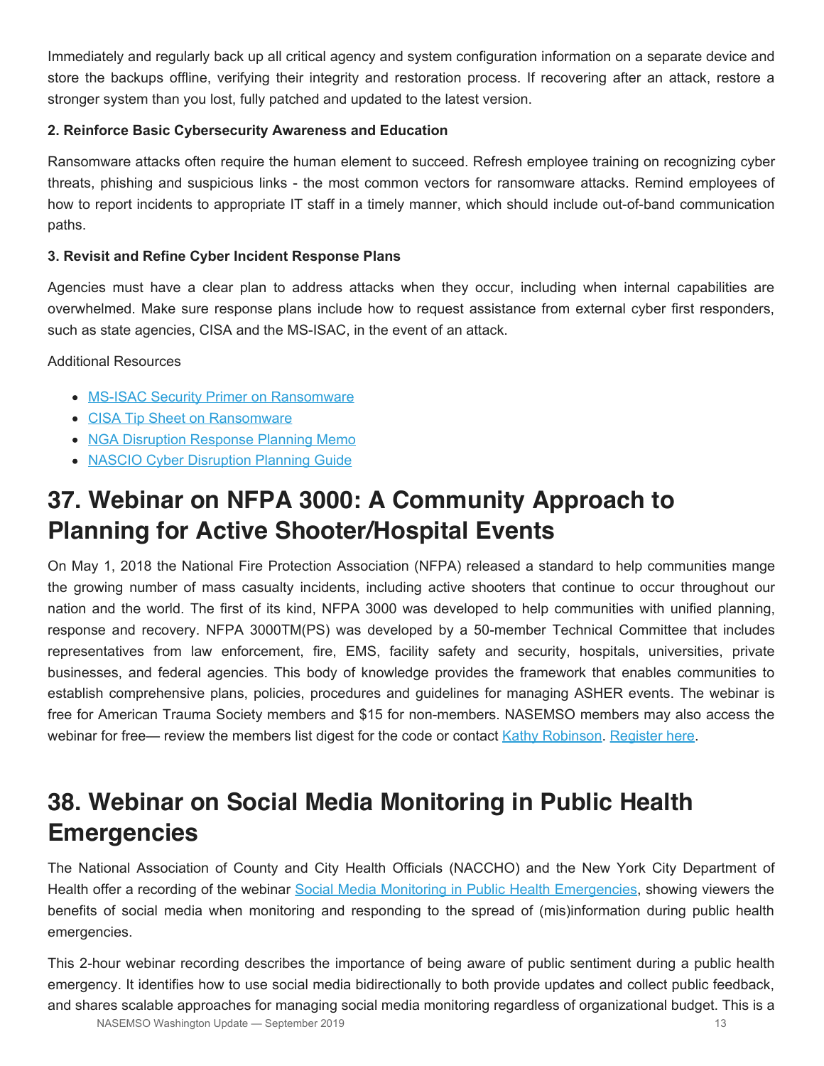Immediately and regularly back up all critical agency and system configuration information on a separate device and store the backups offline, verifying their integrity and restoration process. If recovering after an attack, restore a stronger system than you lost, fully patched and updated to the latest version.

**2. Reinforce Basic Cybersecurity Awareness and Education**

Ransomware attacks often require the human element to succeed. Refresh employee training on recognizing cyber threats, phishing and suspicious links - the most common vectors for ransomware attacks. Remind employees of how to report incidents to appropriate IT staff in a timely manner, which should include out-of-band communication paths.

**3. Revisit and Refine Cyber Incident Response Plans**

Agencies must have a clear plan to address attacks when they occur, including when internal capabilities are overwhelmed. Make sure response plans include how to request assistance from external cyber first responders, such as state agencies, CISA and the MS-ISAC, in the event of an attack.

Additional Resources

- MS-ISAC Security Primer on Ransomware
- CISA Tip Sheet on Ransomware
- NGA Disruption Response Planning Memo
- NASCIO Cyber Disruption Planning Guide

# 37. Webinar on NFPA 3000: A Community Approach to Planning for Active Shooter/Hospital Events

On May 1, 2018 the National Fire Protection Association (NFPA) released a standard to help communities mange the growing number of mass casualty incidents, including active shooters that continue to occur throughout our nation and the world. The first of its kind, NFPA 3000 was developed to help communities with unified planning, response and recovery. NFPA 3000TM(PS) was developed by a 50-member Technical Committee that includes representatives from law enforcement, fire, EMS, facility safety and security, hospitals, universities, private businesses, and federal agencies. This body of knowledge provides the framework that enables communities to establish comprehensive plans, policies, procedures and guidelines for managing ASHER events. The webinar is free for American Trauma Society members and $15 for non-members. NASEMSO members may also access the webinar for free— review the members list digest for the code or contact Kathy Robinson. Register here.

# 38. Webinar on Social Media Monitoring in Public Health Emergencies

The National Association of County and City Health Officials (NACCHO) and the New York City Department of Health offer a recording of the webinar Social Media Monitoring in Public Health Emergencies, showing viewers the benefits of social media when monitoring and responding to the spread of (mis)information during public health emergencies.

This 2-hour webinar recording describes the importance of being aware of public sentiment during a public health emergency. It identifies how to use social media bidirectionally to both provide updates and collect public feedback, and shares scalable approaches for managing social media monitoring regardless of organizational budget. This is a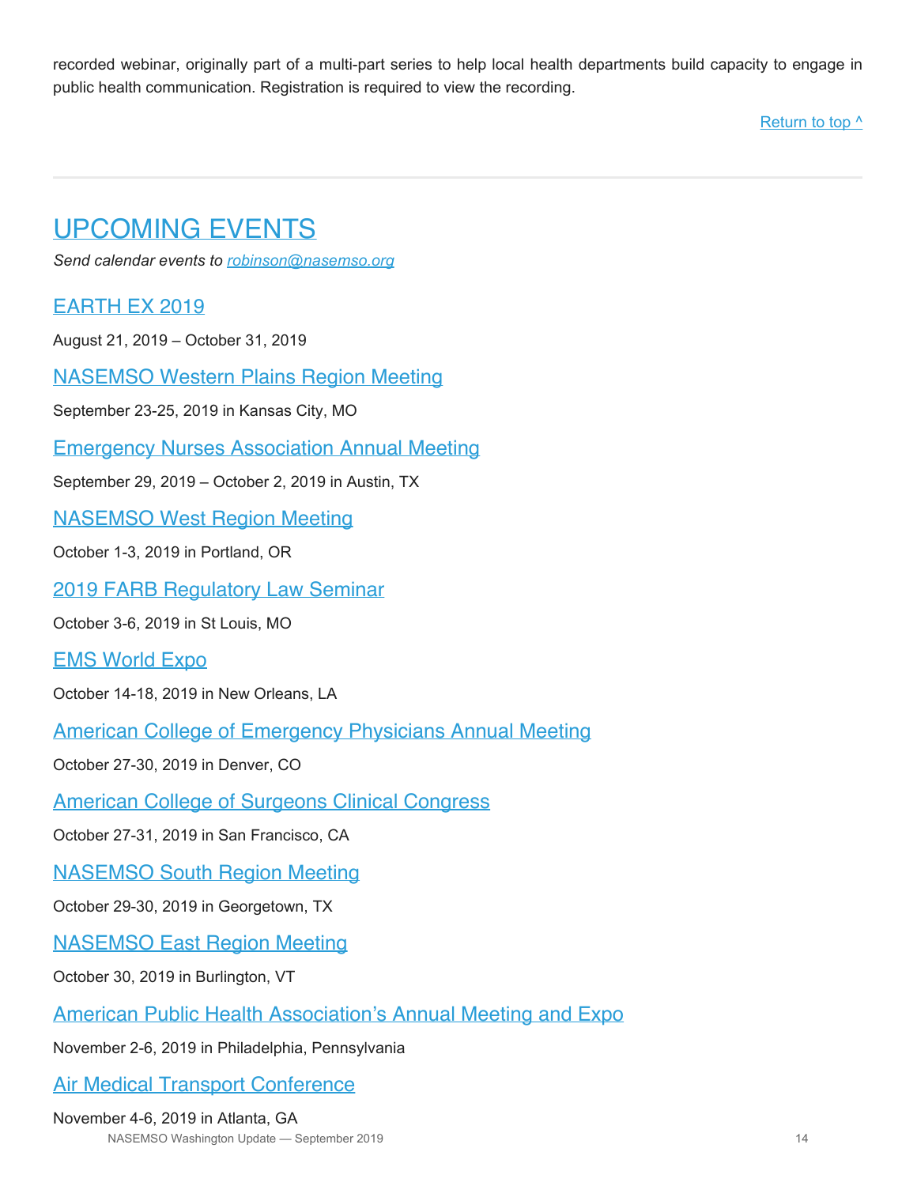recorded webinar, originally part of a multi-part series to help local health departments build capacity to engage in public health communication. Registration is required to view the recording.

Return to top ^

---

# UPCOMING EVENTS

*Send calendar events to robinson@nasemso.org*

## EARTH EX 2019

August 21, 2019 – October 31, 2019

## NASEMSO Western Plains Region Meeting

September 23-25, 2019 in Kansas City, MO

## Emergency Nurses Association Annual Meeting

September 29, 2019 – October 2, 2019 in Austin, TX

## NASEMSO West Region Meeting

October 1-3, 2019 in Portland, OR

## 2019 FARB Regulatory Law Seminar

October 3-6, 2019 in St Louis, MO

## EMS World Expo

October 14-18, 2019 in New Orleans, LA

## American College of Emergency Physicians Annual Meeting

October 27-30, 2019 in Denver, CO

## American College of Surgeons Clinical Congress

October 27-31, 2019 in San Francisco, CA

## NASEMSO South Region Meeting

October 29-30, 2019 in Georgetown, TX

## NASEMSO East Region Meeting

October 30, 2019 in Burlington, VT

## American Public Health Association's Annual Meeting and Expo

November 2-6, 2019 in Philadelphia, Pennsylvania

## Air Medical Transport Conference

November 4-6, 2019 in Atlanta, GA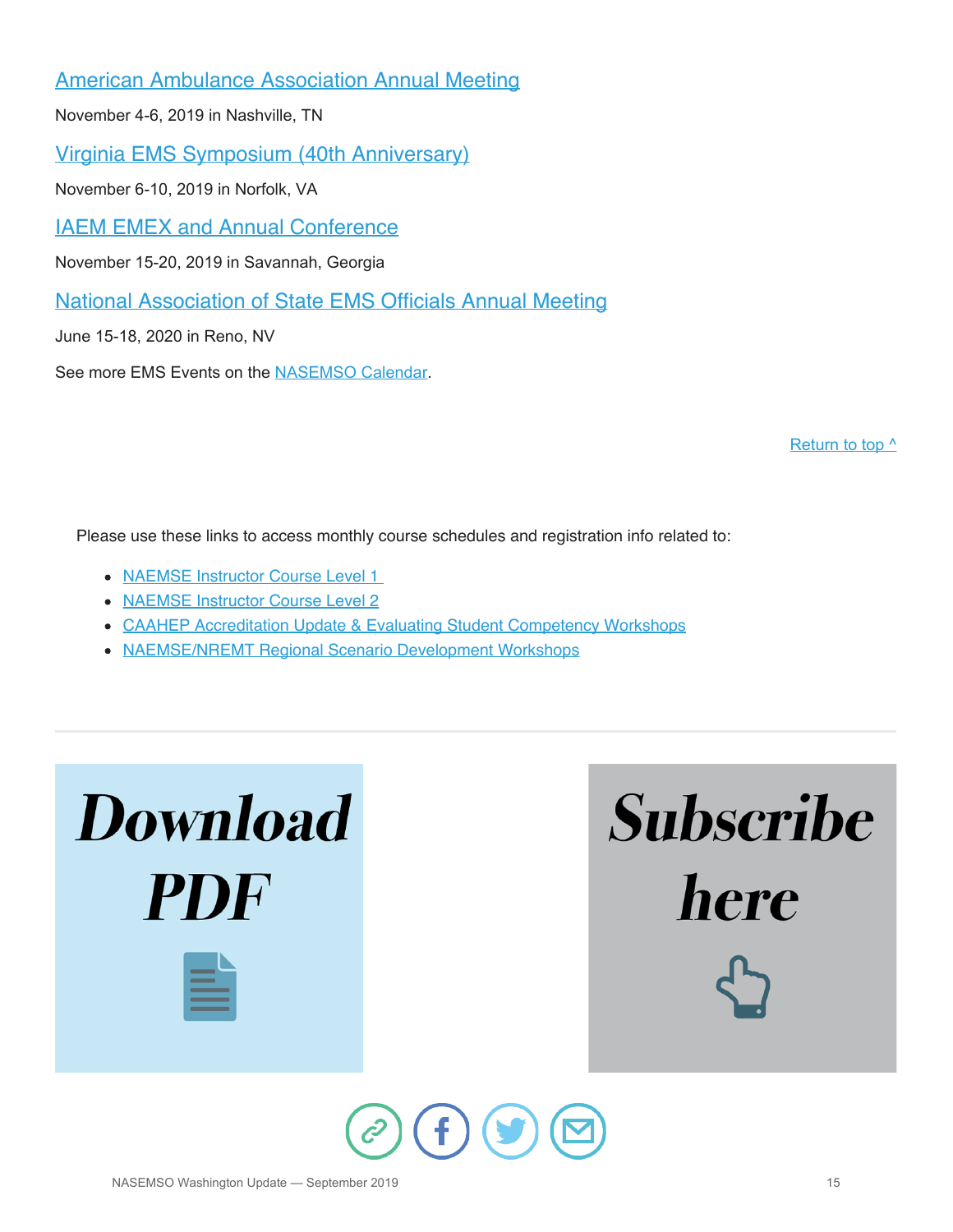[American Ambulance Association Annual Meeting]

November 4-6, 2019 in Nashville, TN

[Virginia EMS Symposium (40th Anniversary)]

November 6-10, 2019 in Norfolk, VA

[IAEM EMEX and Annual Conference]

November 15-20, 2019 in Savannah, Georgia

[National Association of State EMS Officials Annual Meeting]

June 15-18, 2020 in Reno, NV

See more EMS Events on the NASEMSO Calendar.

Return to top ^

Please use these links to access monthly course schedules and registration info related to:

- NAEMSE Instructor Course Level 1
- NAEMSE Instructor Course Level 2
- CAAHEP Accreditation Update & Evaluating Student Competency Workshops
- NAEMSE/NREMT Regional Scenario Development Workshops

---

**Download PDF**

**Subscribe here**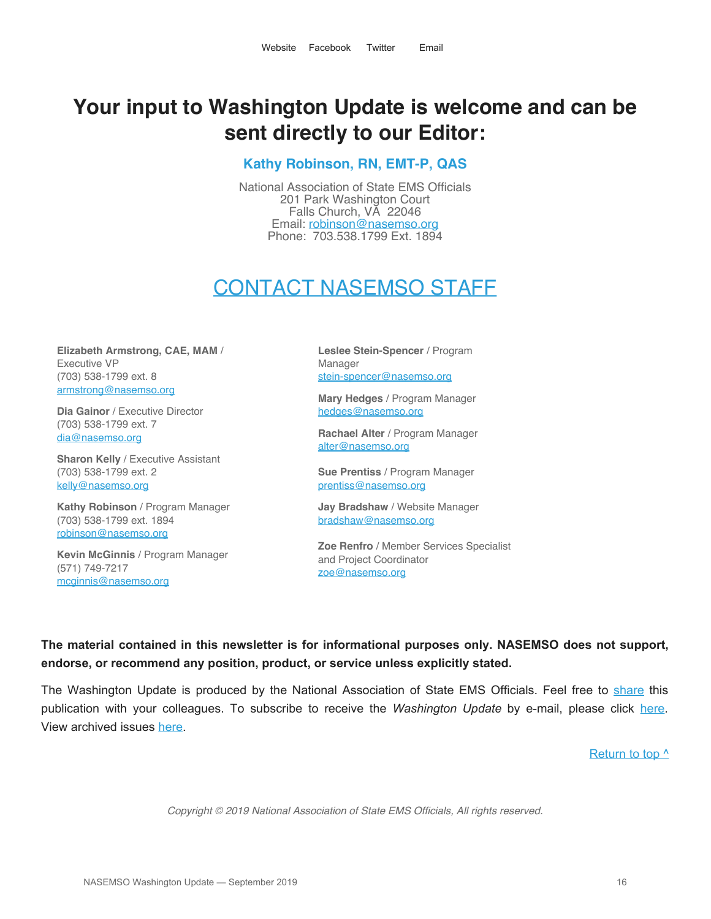Website Facebook Twitter Email

# Your input to Washington Update is welcome and can be sent directly to our Editor:

### Kathy Robinson, RN, EMT-P, QAS

National Association of State EMS Officials
201 Park Washington Court
Falls Church, VA 22046
Email: robinson@nasemso.org
Phone: 703.538.1799 Ext. 1894

## CONTACT NASEMSO STAFF

**Elizabeth Armstrong, CAE, MAM** / Executive VP
(703) 538-1799 ext. 8
armstrong@nasemso.org

**Dia Gainor** / Executive Director
(703) 538-1799 ext. 7
dia@nasemso.org

**Sharon Kelly** / Executive Assistant
(703) 538-1799 ext. 2
kelly@nasemso.org

**Kathy Robinson** / Program Manager
(703) 538-1799 ext. 1894
robinson@nasemso.org

**Kevin McGinnis** / Program Manager
(571) 749-7217
mcginnis@nasemso.org

**Leslee Stein-Spencer** / Program Manager
stein-spencer@nasemso.org

**Mary Hedges** / Program Manager
hedges@nasemso.org

**Rachael Alter** / Program Manager
alter@nasemso.org

**Sue Prentiss** / Program Manager
prentiss@nasemso.org

**Jay Bradshaw** / Website Manager
bradshaw@nasemso.org

**Zoe Renfro** / Member Services Specialist and Project Coordinator
zoe@nasemso.org

**The material contained in this newsletter is for informational purposes only. NASEMSO does not support, endorse, or recommend any position, product, or service unless explicitly stated.**

The Washington Update is produced by the National Association of State EMS Officials. Feel free to share this publication with your colleagues. To subscribe to receive the *Washington Update* by e-mail, please click here. View archived issues here.

Return to top ^

*Copyright © 2019 National Association of State EMS Officials, All rights reserved.*